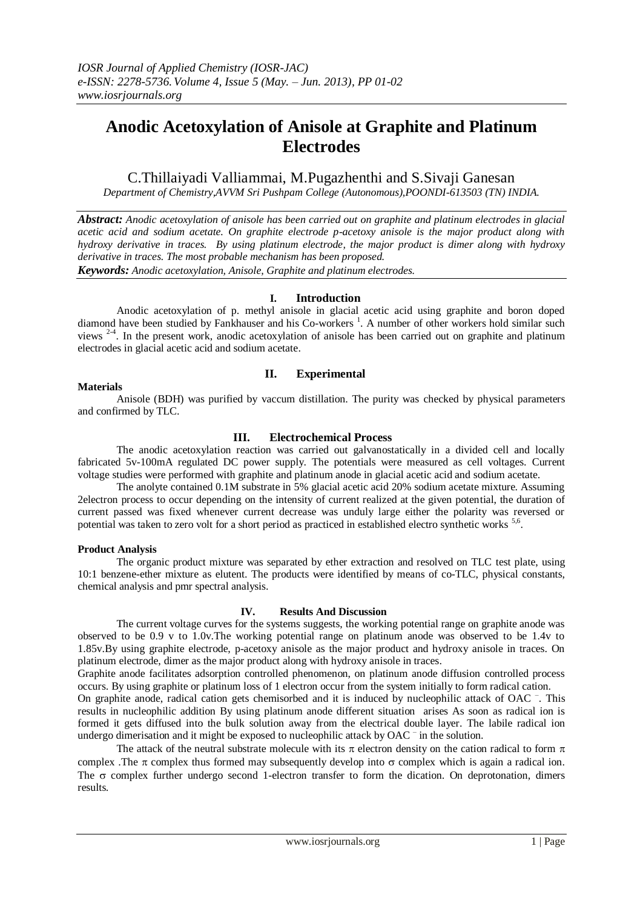# Anodic Acetoxylation of Anisole at Graphite and Platinum Electrodes

C.Thillaiyadi Valliammai, M.Pugazhenthi and S.Sivaji Ganesan

*Department of Chemistry,AVVM Sri Pushpam College (Autonomous),POONDI-613503 (TN) INDIA.*

***Abstract:*** *Anodic acetoxylation of anisole has been carried out on graphite and platinum electrodes in glacial acetic acid and sodium acetate. On graphite electrode p-acetoxy anisole is the major product along with hydroxy derivative in traces. By using platinum electrode, the major product is dimer along with hydroxy derivative in traces. The most probable mechanism has been proposed.*

***Keywords:*** *Anodic acetoxylation, Anisole, Graphite and platinum electrodes.*

## I. Introduction

Anodic acetoxylation of p. methyl anisole in glacial acetic acid using graphite and boron doped diamond have been studied by Fankhauser and his Co-workers [1]. A number of other workers hold similar such views [2-4]. In the present work, anodic acetoxylation of anisole has been carried out on graphite and platinum electrodes in glacial acetic acid and sodium acetate.

## II. Experimental

**Materials**

Anisole (BDH) was purified by vaccum distillation. The purity was checked by physical parameters and confirmed by TLC.

## III. Electrochemical Process

The anodic acetoxylation reaction was carried out galvanostatically in a divided cell and locally fabricated 5v-100mA regulated DC power supply. The potentials were measured as cell voltages. Current voltage studies were performed with graphite and platinum anode in glacial acetic acid and sodium acetate.

The anolyte contained 0.1M substrate in 5% glacial acetic acid 20% sodium acetate mixture. Assuming 2electron process to occur depending on the intensity of current realized at the given potential, the duration of current passed was fixed whenever current decrease was unduly large either the polarity was reversed or potential was taken to zero volt for a short period as practiced in established electro synthetic works [5,6].

**Product Analysis**

The organic product mixture was separated by ether extraction and resolved on TLC test plate, using 10:1 benzene-ether mixture as elutent. The products were identified by means of co-TLC, physical constants, chemical analysis and pmr spectral analysis.

## IV. Results And Discussion

The current voltage curves for the systems suggests, the working potential range on graphite anode was observed to be 0.9 v to 1.0v.The working potential range on platinum anode was observed to be 1.4v to 1.85v.By using graphite electrode, p-acetoxy anisole as the major product and hydroxy anisole in traces. On platinum electrode, dimer as the major product along with hydroxy anisole in traces.

Graphite anode facilitates adsorption controlled phenomenon, on platinum anode diffusion controlled process occurs. By using graphite or platinum loss of 1 electron occur from the system initially to form radical cation.

On graphite anode, radical cation gets chemisorbed and it is induced by nucleophilic attack of OAC $^{-}$. This results in nucleophilic addition By using platinum anode different situation arises As soon as radical ion is formed it gets diffused into the bulk solution away from the electrical double layer. The labile radical ion undergo dimerisation and it might be exposed to nucleophilic attack by OAC $^{-}$ in the solution.

The attack of the neutral substrate molecule with its $\pi$ electron density on the cation radical to form $\pi$ complex .The $\pi$ complex thus formed may subsequently develop into $\sigma$ complex which is again a radical ion. The $\sigma$ complex further undergo second 1-electron transfer to form the dication. On deprotonation, dimers results.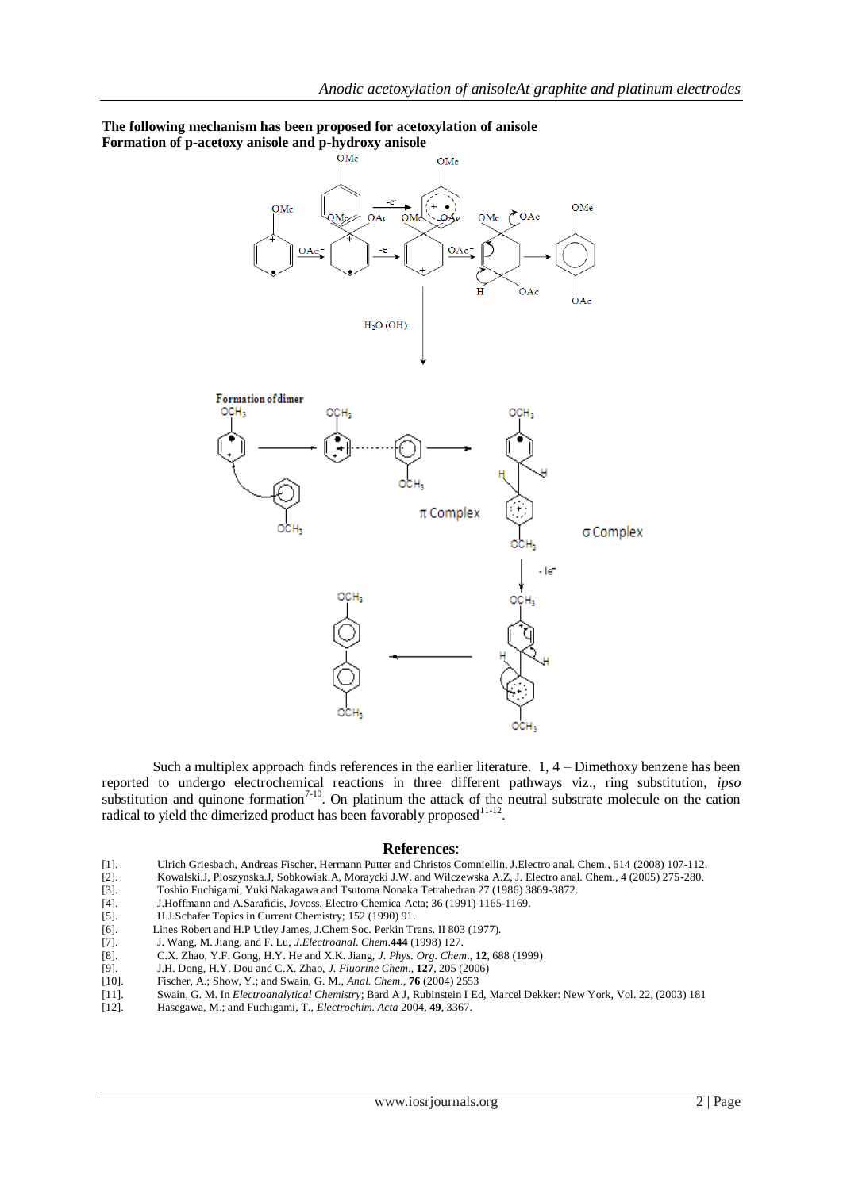**The following mechanism has been proposed for acetoxylation of anisole**
**Formation of p-acetoxy anisole and p-hydroxy anisole**

OMe
OMe
$-e^-$
OMe
OMe
OAc
OMe
OAc
OMe
OAc
OMe
$OAc^-$
$-e^-$
$OAc^-$
H
OAc
OAc
$H_2O\ (OH)^-$

Formation of dimer

$OCH_3$
$OCH_3$
$OCH_3$
$OCH_3$
$\pi$ Complex
H
H
$OCH_3$
$OCH_3$
$\sigma$ Complex
$- 1e^-$
$OCH_3$
$OCH_3$
H
H
$OCH_3$
$OCH_3$

Such a multiplex approach finds references in the earlier literature. 1, 4 – Dimethoxy benzene has been reported to undergo electrochemical reactions in three different pathways viz., ring substitution, *ipso* substitution and quinone formation[7-10]. On platinum the attack of the neutral substrate molecule on the cation radical to yield the dimerized product has been favorably proposed[11-12].

## References:

[1]. Ulrich Griesbach, Andreas Fischer, Hermann Putter and Christos Comniellin, J.Electro anal. Chem., 614 (2008) 107-112.
[2]. Kowalski.J, Ploszynska.J, Sobkowiak.A, Moraycki J.W. and Wilczewska A.Z, J. Electro anal. Chem., 4 (2005) 275-280.
[3]. Toshio Fuchigami, Yuki Nakagawa and Tsutoma Nonaka Tetrahedran 27 (1986) 3869-3872.
[4]. J.Hoffmann and A.Sarafidis, Jovoss, Electro Chemica Acta; 36 (1991) 1165-1169.
[5]. H.J.Schafer Topics in Current Chemistry; 152 (1990) 91.
[6]. Lines Robert and H.P Utley James, J.Chem Soc. Perkin Trans. II 803 (1977).
[7]. J. Wang, M. Jiang, and F. Lu, *J.Electroanal. Chem.***444** (1998) 127.
[8]. C.X. Zhao, Y.F. Gong, H.Y. He and X.K. Jiang, *J. Phys. Org. Chem*., **12**, 688 (1999)
[9]. J.H. Dong, H.Y. Dou and C.X. Zhao, *J. Fluorine Chem*., **127**, 205 (2006)
[10]. Fischer, A.; Show, Y.; and Swain, G. M., *Anal. Chem*., **76** (2004) 2553
[11]. Swain, G. M. In *Electroanalytical Chemistry*; Bard A J, Rubinstein I Ed, Marcel Dekker: New York, Vol. 22, (2003) 181
[12]. Hasegawa, M.; and Fuchigami, T., *Electrochim. Acta* 2004, **49**, 3367.